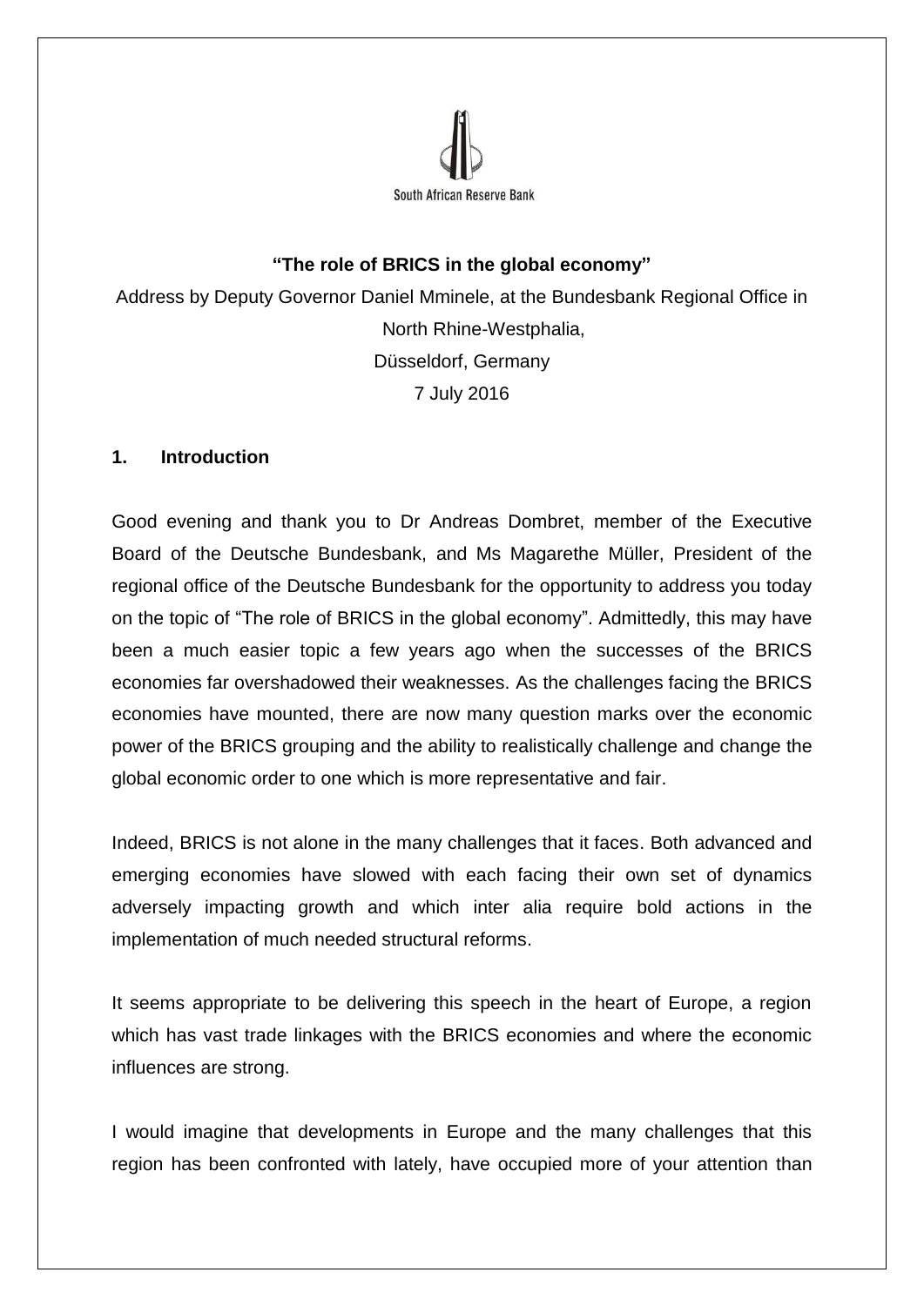South African Reserve Bank

**"The role of BRICS in the global economy"**

Address by Deputy Governor Daniel Mminele, at the Bundesbank Regional Office in North Rhine-Westphalia,
Düsseldorf, Germany
7 July 2016

## 1. Introduction

Good evening and thank you to Dr Andreas Dombret, member of the Executive Board of the Deutsche Bundesbank, and Ms Magarethe Müller, President of the regional office of the Deutsche Bundesbank for the opportunity to address you today on the topic of "The role of BRICS in the global economy". Admittedly, this may have been a much easier topic a few years ago when the successes of the BRICS economies far overshadowed their weaknesses. As the challenges facing the BRICS economies have mounted, there are now many question marks over the economic power of the BRICS grouping and the ability to realistically challenge and change the global economic order to one which is more representative and fair.

Indeed, BRICS is not alone in the many challenges that it faces. Both advanced and emerging economies have slowed with each facing their own set of dynamics adversely impacting growth and which inter alia require bold actions in the implementation of much needed structural reforms.

It seems appropriate to be delivering this speech in the heart of Europe, a region which has vast trade linkages with the BRICS economies and where the economic influences are strong.

I would imagine that developments in Europe and the many challenges that this region has been confronted with lately, have occupied more of your attention than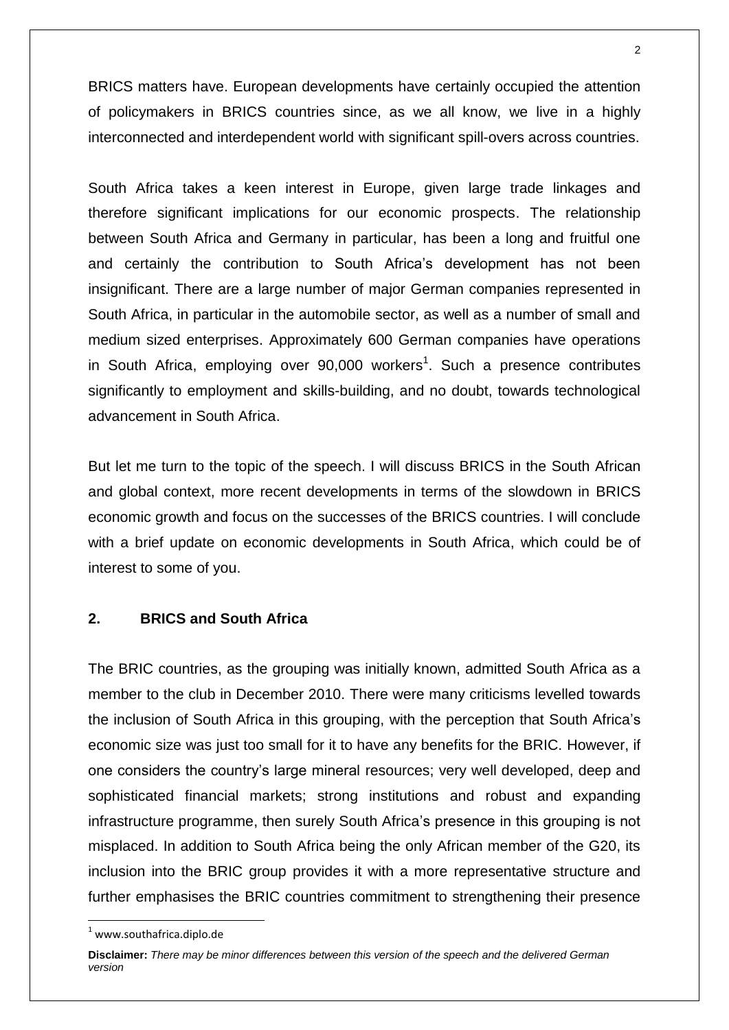BRICS matters have. European developments have certainly occupied the attention of policymakers in BRICS countries since, as we all know, we live in a highly interconnected and interdependent world with significant spill-overs across countries.

South Africa takes a keen interest in Europe, given large trade linkages and therefore significant implications for our economic prospects. The relationship between South Africa and Germany in particular, has been a long and fruitful one and certainly the contribution to South Africa's development has not been insignificant. There are a large number of major German companies represented in South Africa, in particular in the automobile sector, as well as a number of small and medium sized enterprises. Approximately 600 German companies have operations in South Africa, employing over 90,000 workers[1]. Such a presence contributes significantly to employment and skills-building, and no doubt, towards technological advancement in South Africa.

But let me turn to the topic of the speech. I will discuss BRICS in the South African and global context, more recent developments in terms of the slowdown in BRICS economic growth and focus on the successes of the BRICS countries. I will conclude with a brief update on economic developments in South Africa, which could be of interest to some of you.

## 2. BRICS and South Africa

The BRIC countries, as the grouping was initially known, admitted South Africa as a member to the club in December 2010. There were many criticisms levelled towards the inclusion of South Africa in this grouping, with the perception that South Africa's economic size was just too small for it to have any benefits for the BRIC. However, if one considers the country's large mineral resources; very well developed, deep and sophisticated financial markets; strong institutions and robust and expanding infrastructure programme, then surely South Africa's presence in this grouping is not misplaced. In addition to South Africa being the only African member of the G20, its inclusion into the BRIC group provides it with a more representative structure and further emphasises the BRIC countries commitment to strengthening their presence

[1] www.southafrica.diplo.de

**Disclaimer:** *There may be minor differences between this version of the speech and the delivered German version*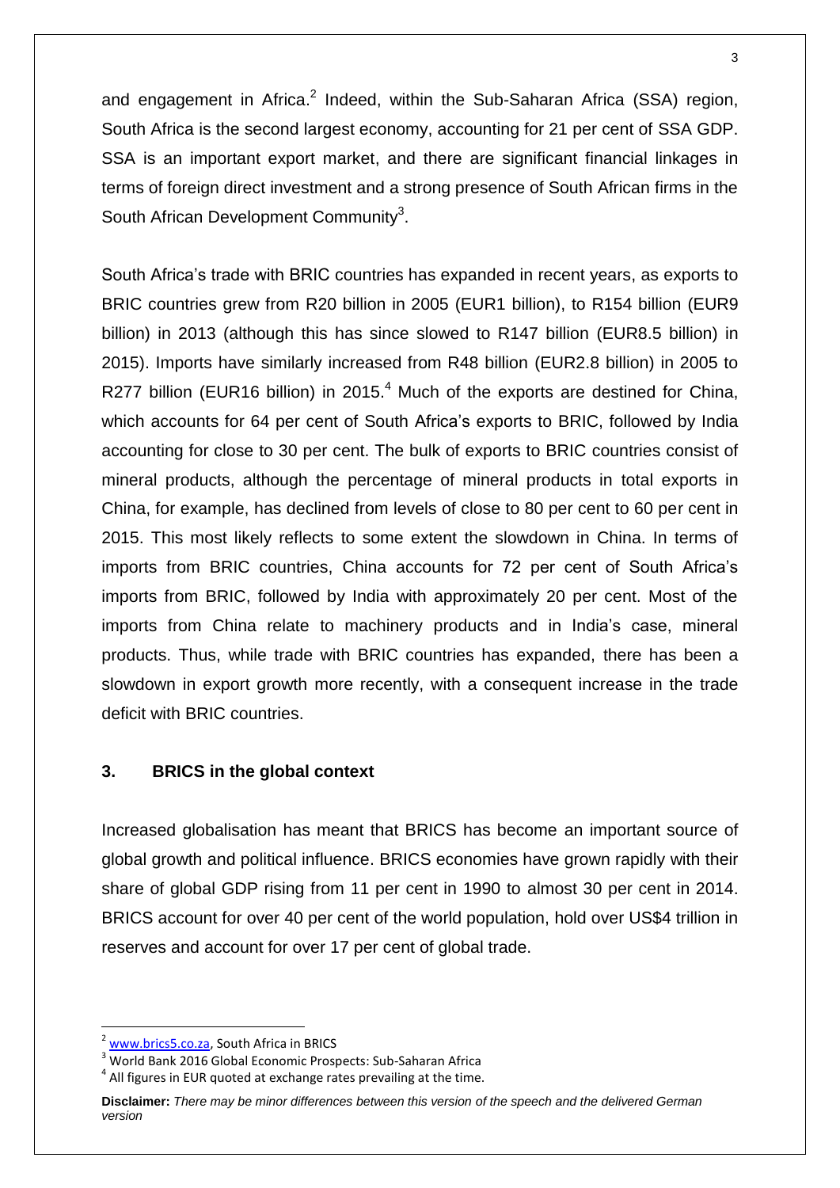and engagement in Africa.[2] Indeed, within the Sub-Saharan Africa (SSA) region, South Africa is the second largest economy, accounting for 21 per cent of SSA GDP. SSA is an important export market, and there are significant financial linkages in terms of foreign direct investment and a strong presence of South African firms in the South African Development Community[3].

South Africa's trade with BRIC countries has expanded in recent years, as exports to BRIC countries grew from R20 billion in 2005 (EUR1 billion), to R154 billion (EUR9 billion) in 2013 (although this has since slowed to R147 billion (EUR8.5 billion) in 2015). Imports have similarly increased from R48 billion (EUR2.8 billion) in 2005 to R277 billion (EUR16 billion) in 2015.[4] Much of the exports are destined for China, which accounts for 64 per cent of South Africa's exports to BRIC, followed by India accounting for close to 30 per cent. The bulk of exports to BRIC countries consist of mineral products, although the percentage of mineral products in total exports in China, for example, has declined from levels of close to 80 per cent to 60 per cent in 2015. This most likely reflects to some extent the slowdown in China. In terms of imports from BRIC countries, China accounts for 72 per cent of South Africa's imports from BRIC, followed by India with approximately 20 per cent. Most of the imports from China relate to machinery products and in India's case, mineral products. Thus, while trade with BRIC countries has expanded, there has been a slowdown in export growth more recently, with a consequent increase in the trade deficit with BRIC countries.

## 3. BRICS in the global context

Increased globalisation has meant that BRICS has become an important source of global growth and political influence. BRICS economies have grown rapidly with their share of global GDP rising from 11 per cent in 1990 to almost 30 per cent in 2014. BRICS account for over 40 per cent of the world population, hold over US$4 trillion in reserves and account for over 17 per cent of global trade.

---

[2] www.brics5.co.za, South Africa in BRICS

[3] World Bank 2016 Global Economic Prospects: Sub-Saharan Africa

[4] All figures in EUR quoted at exchange rates prevailing at the time.

**Disclaimer:** *There may be minor differences between this version of the speech and the delivered German version*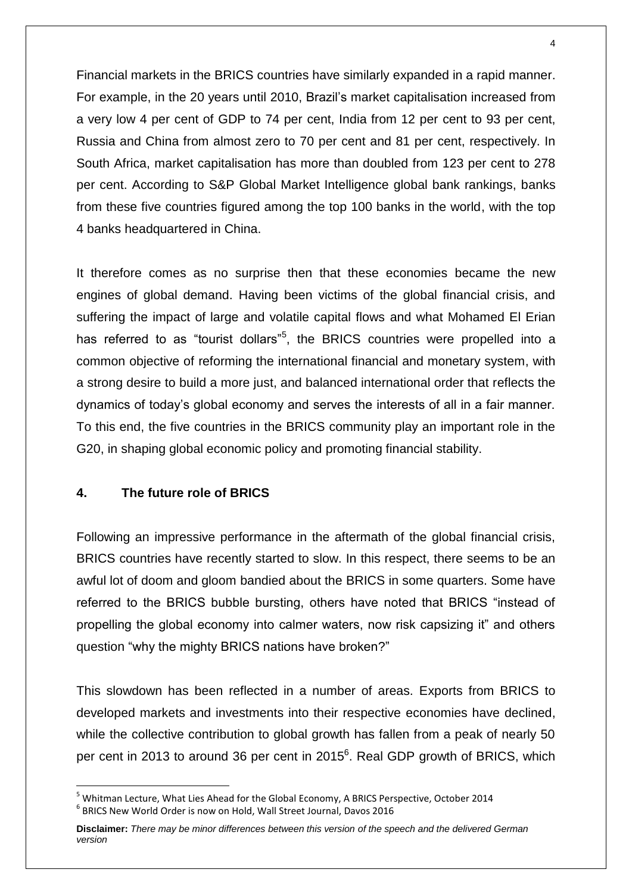Financial markets in the BRICS countries have similarly expanded in a rapid manner. For example, in the 20 years until 2010, Brazil's market capitalisation increased from a very low 4 per cent of GDP to 74 per cent, India from 12 per cent to 93 per cent, Russia and China from almost zero to 70 per cent and 81 per cent, respectively. In South Africa, market capitalisation has more than doubled from 123 per cent to 278 per cent. According to S&P Global Market Intelligence global bank rankings, banks from these five countries figured among the top 100 banks in the world, with the top 4 banks headquartered in China.

It therefore comes as no surprise then that these economies became the new engines of global demand. Having been victims of the global financial crisis, and suffering the impact of large and volatile capital flows and what Mohamed El Erian has referred to as "tourist dollars"[5], the BRICS countries were propelled into a common objective of reforming the international financial and monetary system, with a strong desire to build a more just, and balanced international order that reflects the dynamics of today's global economy and serves the interests of all in a fair manner. To this end, the five countries in the BRICS community play an important role in the G20, in shaping global economic policy and promoting financial stability.

## 4. The future role of BRICS

Following an impressive performance in the aftermath of the global financial crisis, BRICS countries have recently started to slow. In this respect, there seems to be an awful lot of doom and gloom bandied about the BRICS in some quarters. Some have referred to the BRICS bubble bursting, others have noted that BRICS "instead of propelling the global economy into calmer waters, now risk capsizing it" and others question "why the mighty BRICS nations have broken?"

This slowdown has been reflected in a number of areas. Exports from BRICS to developed markets and investments into their respective economies have declined, while the collective contribution to global growth has fallen from a peak of nearly 50 per cent in 2013 to around 36 per cent in 2015[6]. Real GDP growth of BRICS, which

[5] Whitman Lecture, What Lies Ahead for the Global Economy, A BRICS Perspective, October 2014

[6] BRICS New World Order is now on Hold, Wall Street Journal, Davos 2016

**Disclaimer:** *There may be minor differences between this version of the speech and the delivered German version*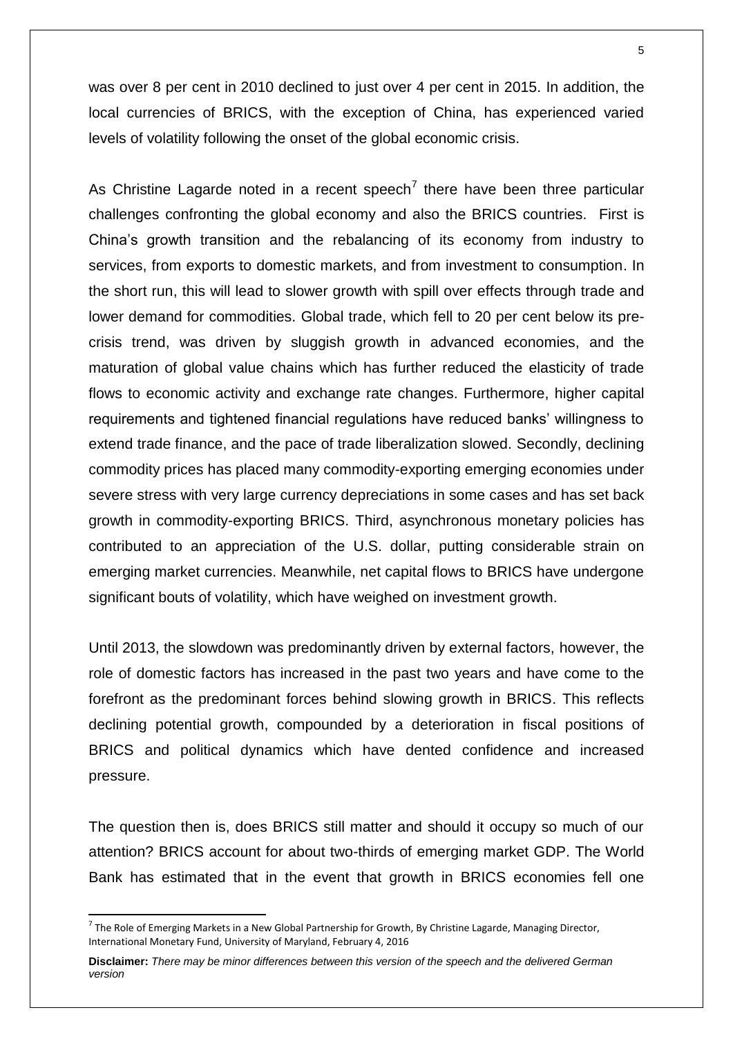was over 8 per cent in 2010 declined to just over 4 per cent in 2015. In addition, the local currencies of BRICS, with the exception of China, has experienced varied levels of volatility following the onset of the global economic crisis.

As Christine Lagarde noted in a recent speech[7] there have been three particular challenges confronting the global economy and also the BRICS countries. First is China's growth transition and the rebalancing of its economy from industry to services, from exports to domestic markets, and from investment to consumption. In the short run, this will lead to slower growth with spill over effects through trade and lower demand for commodities. Global trade, which fell to 20 per cent below its pre-crisis trend, was driven by sluggish growth in advanced economies, and the maturation of global value chains which has further reduced the elasticity of trade flows to economic activity and exchange rate changes. Furthermore, higher capital requirements and tightened financial regulations have reduced banks' willingness to extend trade finance, and the pace of trade liberalization slowed. Secondly, declining commodity prices has placed many commodity-exporting emerging economies under severe stress with very large currency depreciations in some cases and has set back growth in commodity-exporting BRICS. Third, asynchronous monetary policies has contributed to an appreciation of the U.S. dollar, putting considerable strain on emerging market currencies. Meanwhile, net capital flows to BRICS have undergone significant bouts of volatility, which have weighed on investment growth.

Until 2013, the slowdown was predominantly driven by external factors, however, the role of domestic factors has increased in the past two years and have come to the forefront as the predominant forces behind slowing growth in BRICS. This reflects declining potential growth, compounded by a deterioration in fiscal positions of BRICS and political dynamics which have dented confidence and increased pressure.

The question then is, does BRICS still matter and should it occupy so much of our attention? BRICS account for about two-thirds of emerging market GDP. The World Bank has estimated that in the event that growth in BRICS economies fell one

---

[7] The Role of Emerging Markets in a New Global Partnership for Growth, By Christine Lagarde, Managing Director, International Monetary Fund, University of Maryland, February 4, 2016

**Disclaimer:** *There may be minor differences between this version of the speech and the delivered German version*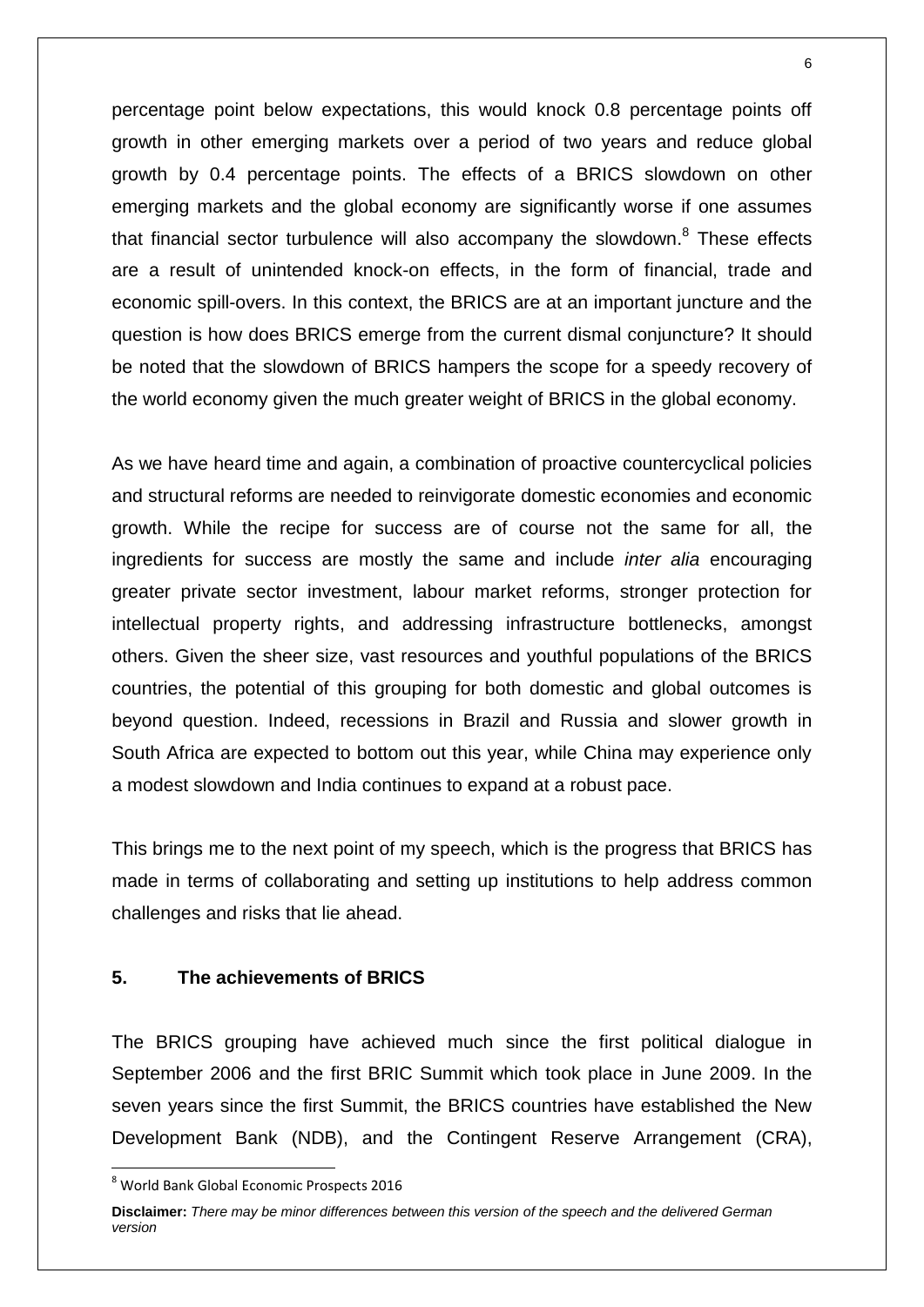percentage point below expectations, this would knock 0.8 percentage points off growth in other emerging markets over a period of two years and reduce global growth by 0.4 percentage points. The effects of a BRICS slowdown on other emerging markets and the global economy are significantly worse if one assumes that financial sector turbulence will also accompany the slowdown.[8] These effects are a result of unintended knock-on effects, in the form of financial, trade and economic spill-overs. In this context, the BRICS are at an important juncture and the question is how does BRICS emerge from the current dismal conjuncture? It should be noted that the slowdown of BRICS hampers the scope for a speedy recovery of the world economy given the much greater weight of BRICS in the global economy.

As we have heard time and again, a combination of proactive countercyclical policies and structural reforms are needed to reinvigorate domestic economies and economic growth. While the recipe for success are of course not the same for all, the ingredients for success are mostly the same and include *inter alia* encouraging greater private sector investment, labour market reforms, stronger protection for intellectual property rights, and addressing infrastructure bottlenecks, amongst others. Given the sheer size, vast resources and youthful populations of the BRICS countries, the potential of this grouping for both domestic and global outcomes is beyond question. Indeed, recessions in Brazil and Russia and slower growth in South Africa are expected to bottom out this year, while China may experience only a modest slowdown and India continues to expand at a robust pace.

This brings me to the next point of my speech, which is the progress that BRICS has made in terms of collaborating and setting up institutions to help address common challenges and risks that lie ahead.

## 5. The achievements of BRICS

The BRICS grouping have achieved much since the first political dialogue in September 2006 and the first BRIC Summit which took place in June 2009. In the seven years since the first Summit, the BRICS countries have established the New Development Bank (NDB), and the Contingent Reserve Arrangement (CRA),

[8] World Bank Global Economic Prospects 2016

**Disclaimer:** *There may be minor differences between this version of the speech and the delivered German version*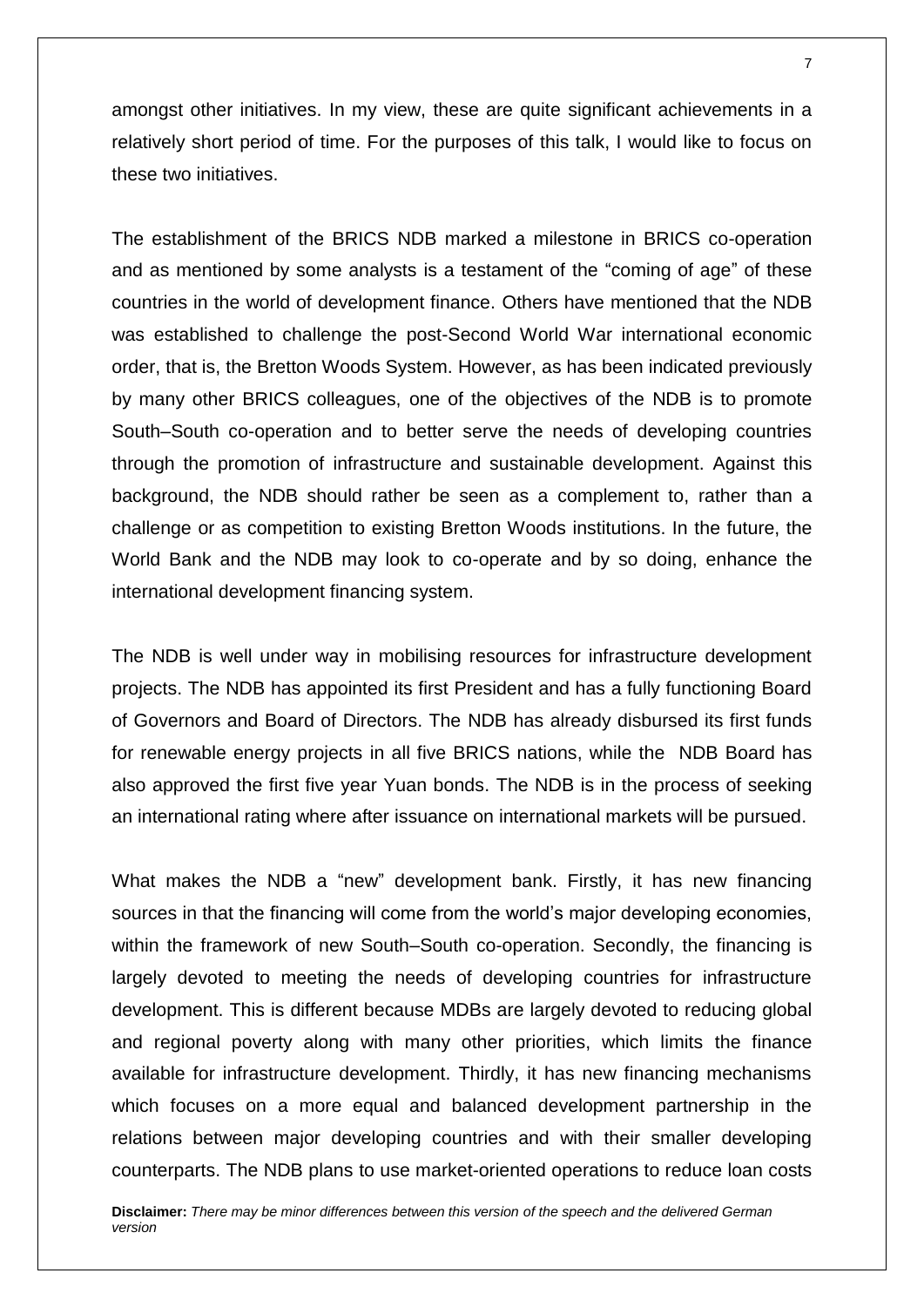amongst other initiatives. In my view, these are quite significant achievements in a relatively short period of time. For the purposes of this talk, I would like to focus on these two initiatives.

The establishment of the BRICS NDB marked a milestone in BRICS co-operation and as mentioned by some analysts is a testament of the "coming of age" of these countries in the world of development finance. Others have mentioned that the NDB was established to challenge the post-Second World War international economic order, that is, the Bretton Woods System. However, as has been indicated previously by many other BRICS colleagues, one of the objectives of the NDB is to promote South–South co-operation and to better serve the needs of developing countries through the promotion of infrastructure and sustainable development. Against this background, the NDB should rather be seen as a complement to, rather than a challenge or as competition to existing Bretton Woods institutions. In the future, the World Bank and the NDB may look to co-operate and by so doing, enhance the international development financing system.

The NDB is well under way in mobilising resources for infrastructure development projects. The NDB has appointed its first President and has a fully functioning Board of Governors and Board of Directors. The NDB has already disbursed its first funds for renewable energy projects in all five BRICS nations, while the NDB Board has also approved the first five year Yuan bonds. The NDB is in the process of seeking an international rating where after issuance on international markets will be pursued.

What makes the NDB a "new" development bank. Firstly, it has new financing sources in that the financing will come from the world's major developing economies, within the framework of new South–South co-operation. Secondly, the financing is largely devoted to meeting the needs of developing countries for infrastructure development. This is different because MDBs are largely devoted to reducing global and regional poverty along with many other priorities, which limits the finance available for infrastructure development. Thirdly, it has new financing mechanisms which focuses on a more equal and balanced development partnership in the relations between major developing countries and with their smaller developing counterparts. The NDB plans to use market-oriented operations to reduce loan costs

**Disclaimer:** *There may be minor differences between this version of the speech and the delivered German version*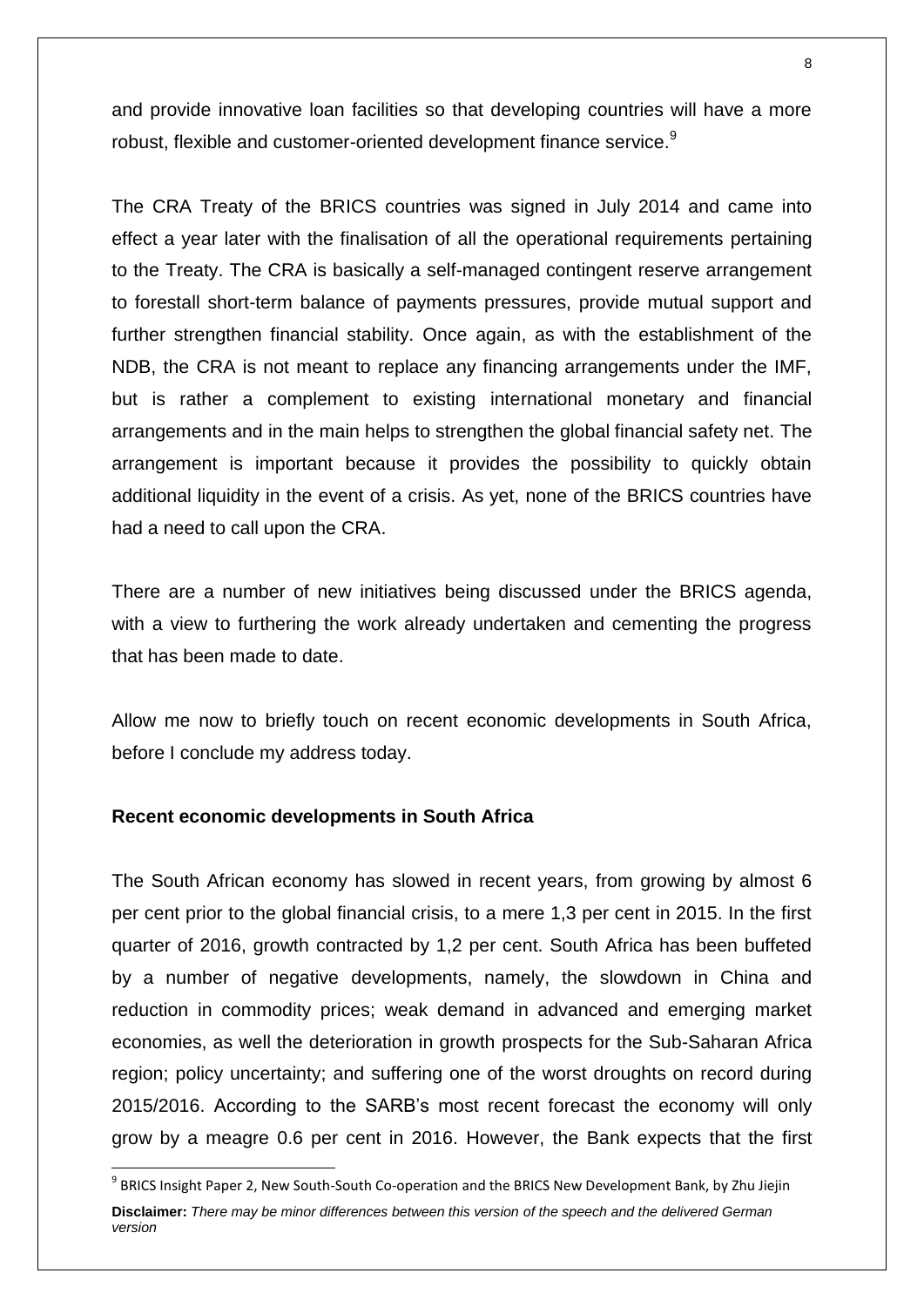and provide innovative loan facilities so that developing countries will have a more robust, flexible and customer-oriented development finance service.[9]

The CRA Treaty of the BRICS countries was signed in July 2014 and came into effect a year later with the finalisation of all the operational requirements pertaining to the Treaty. The CRA is basically a self-managed contingent reserve arrangement to forestall short-term balance of payments pressures, provide mutual support and further strengthen financial stability. Once again, as with the establishment of the NDB, the CRA is not meant to replace any financing arrangements under the IMF, but is rather a complement to existing international monetary and financial arrangements and in the main helps to strengthen the global financial safety net. The arrangement is important because it provides the possibility to quickly obtain additional liquidity in the event of a crisis. As yet, none of the BRICS countries have had a need to call upon the CRA.

There are a number of new initiatives being discussed under the BRICS agenda, with a view to furthering the work already undertaken and cementing the progress that has been made to date.

Allow me now to briefly touch on recent economic developments in South Africa, before I conclude my address today.

**Recent economic developments in South Africa**

The South African economy has slowed in recent years, from growing by almost 6 per cent prior to the global financial crisis, to a mere 1,3 per cent in 2015. In the first quarter of 2016, growth contracted by 1,2 per cent. South Africa has been buffeted by a number of negative developments, namely, the slowdown in China and reduction in commodity prices; weak demand in advanced and emerging market economies, as well the deterioration in growth prospects for the Sub-Saharan Africa region; policy uncertainty; and suffering one of the worst droughts on record during 2015/2016. According to the SARB's most recent forecast the economy will only grow by a meagre 0.6 per cent in 2016. However, the Bank expects that the first

[9] BRICS Insight Paper 2, New South-South Co-operation and the BRICS New Development Bank, by Zhu Jiejin

**Disclaimer:** *There may be minor differences between this version of the speech and the delivered German version*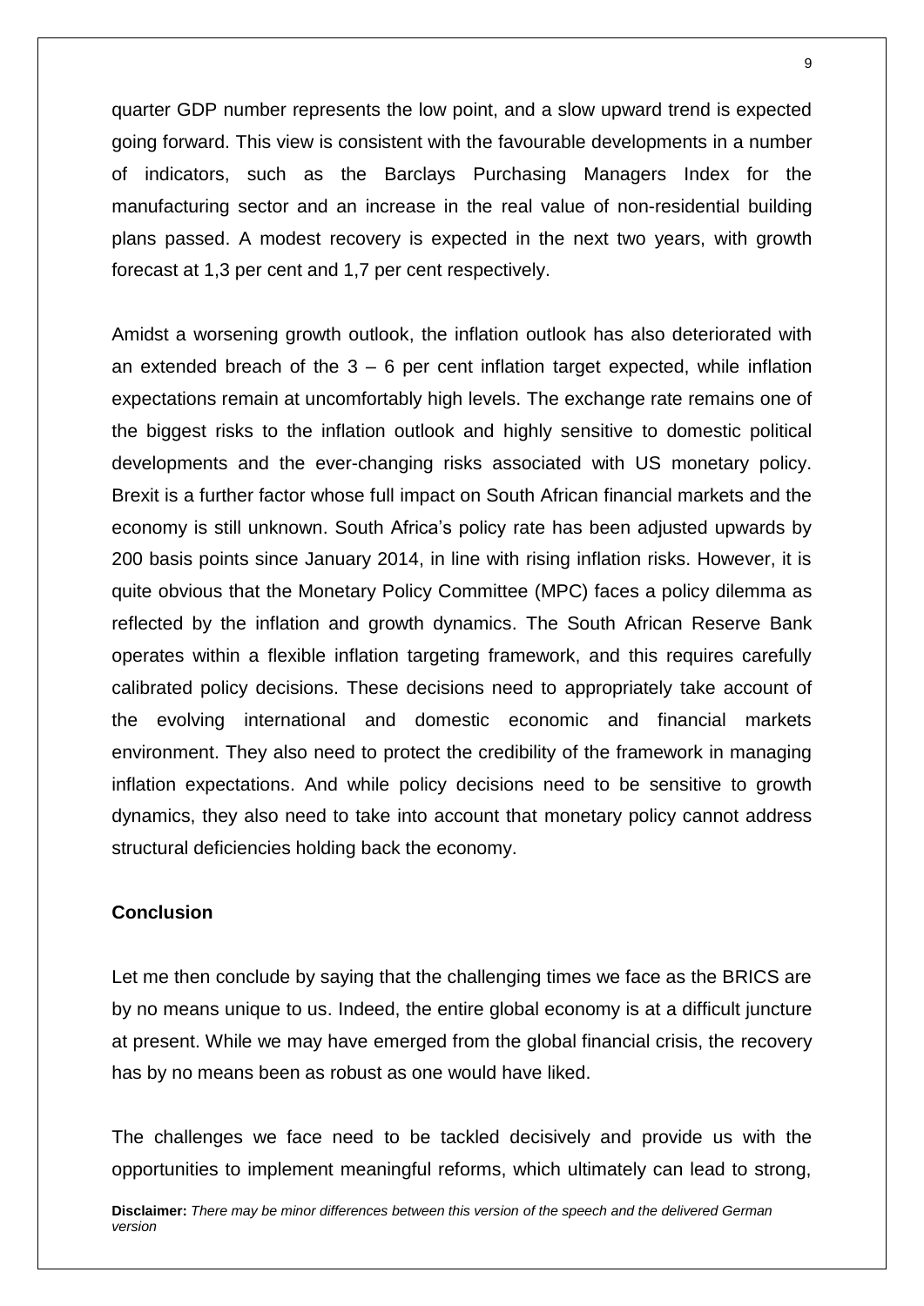quarter GDP number represents the low point, and a slow upward trend is expected going forward. This view is consistent with the favourable developments in a number of indicators, such as the Barclays Purchasing Managers Index for the manufacturing sector and an increase in the real value of non-residential building plans passed. A modest recovery is expected in the next two years, with growth forecast at 1,3 per cent and 1,7 per cent respectively.

Amidst a worsening growth outlook, the inflation outlook has also deteriorated with an extended breach of the 3 – 6 per cent inflation target expected, while inflation expectations remain at uncomfortably high levels. The exchange rate remains one of the biggest risks to the inflation outlook and highly sensitive to domestic political developments and the ever-changing risks associated with US monetary policy. Brexit is a further factor whose full impact on South African financial markets and the economy is still unknown. South Africa's policy rate has been adjusted upwards by 200 basis points since January 2014, in line with rising inflation risks. However, it is quite obvious that the Monetary Policy Committee (MPC) faces a policy dilemma as reflected by the inflation and growth dynamics. The South African Reserve Bank operates within a flexible inflation targeting framework, and this requires carefully calibrated policy decisions. These decisions need to appropriately take account of the evolving international and domestic economic and financial markets environment. They also need to protect the credibility of the framework in managing inflation expectations. And while policy decisions need to be sensitive to growth dynamics, they also need to take into account that monetary policy cannot address structural deficiencies holding back the economy.

**Conclusion**

Let me then conclude by saying that the challenging times we face as the BRICS are by no means unique to us. Indeed, the entire global economy is at a difficult juncture at present. While we may have emerged from the global financial crisis, the recovery has by no means been as robust as one would have liked.

The challenges we face need to be tackled decisively and provide us with the opportunities to implement meaningful reforms, which ultimately can lead to strong,

**Disclaimer:** *There may be minor differences between this version of the speech and the delivered German version*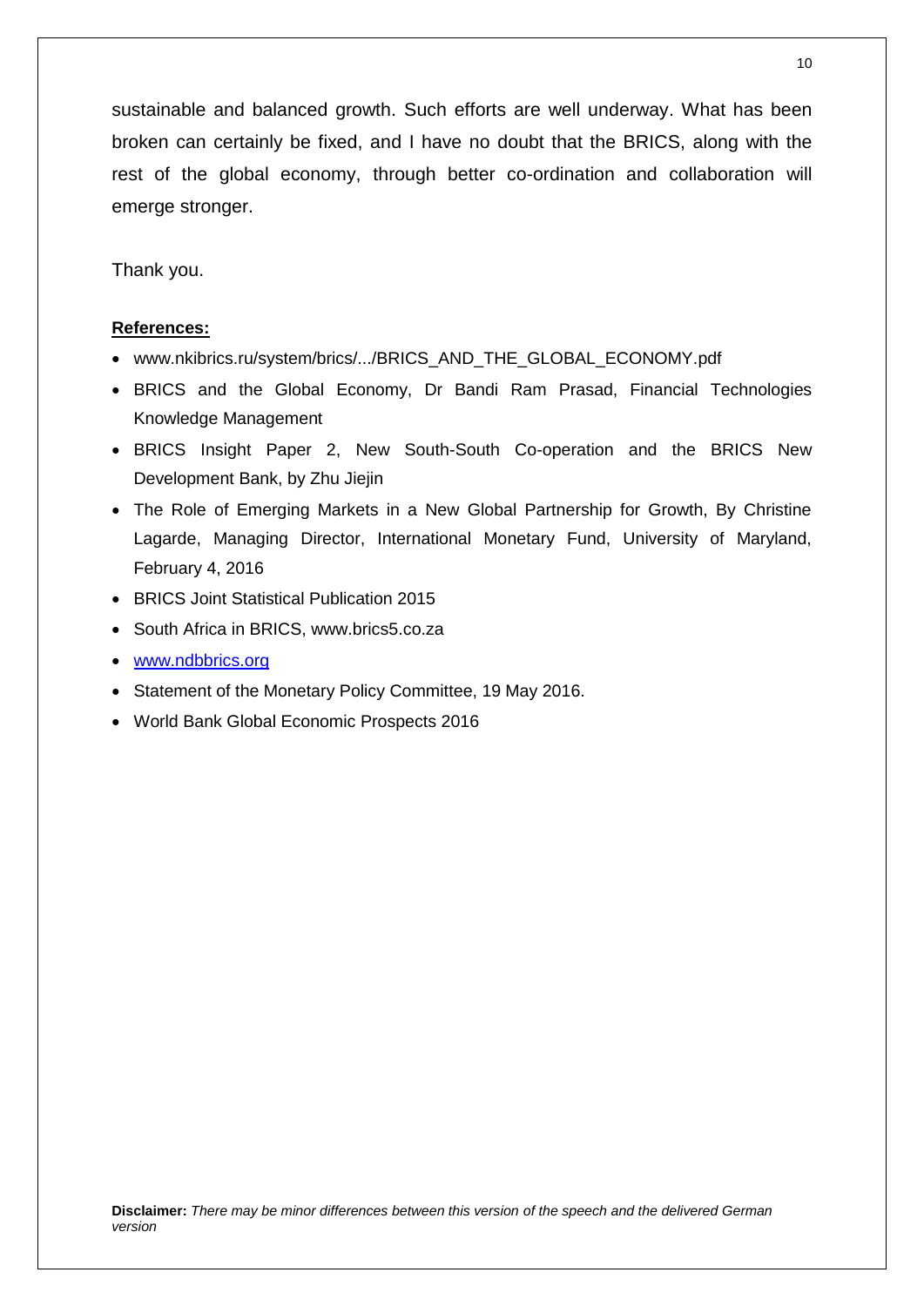sustainable and balanced growth. Such efforts are well underway. What has been broken can certainly be fixed, and I have no doubt that the BRICS, along with the rest of the global economy, through better co-ordination and collaboration will emerge stronger.

Thank you.

**References:**

- www.nkibrics.ru/system/brics/.../BRICS_AND_THE_GLOBAL_ECONOMY.pdf
- BRICS and the Global Economy, Dr Bandi Ram Prasad, Financial Technologies Knowledge Management
- BRICS Insight Paper 2, New South-South Co-operation and the BRICS New Development Bank, by Zhu Jiejin
- The Role of Emerging Markets in a New Global Partnership for Growth, By Christine Lagarde, Managing Director, International Monetary Fund, University of Maryland, February 4, 2016
- BRICS Joint Statistical Publication 2015
- South Africa in BRICS, www.brics5.co.za
- www.ndbbrics.org
- Statement of the Monetary Policy Committee, 19 May 2016.
- World Bank Global Economic Prospects 2016

**Disclaimer:** *There may be minor differences between this version of the speech and the delivered German version*